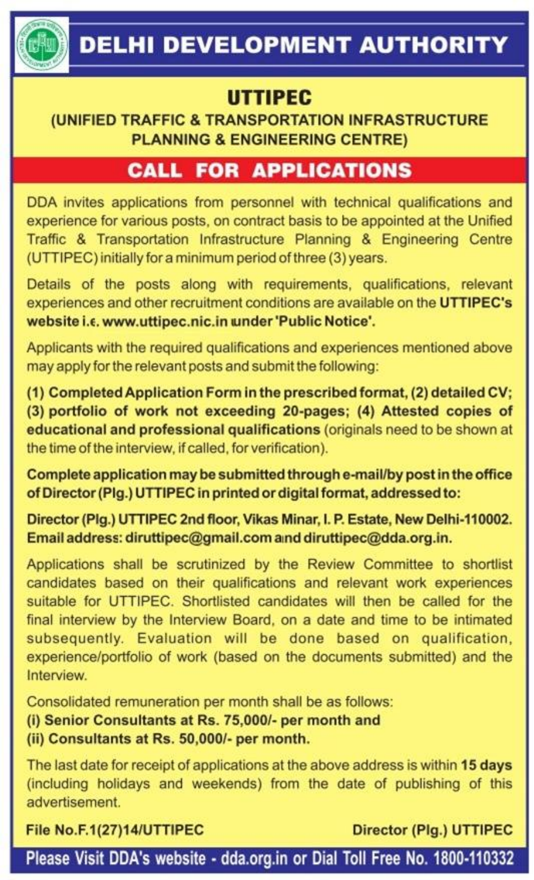# DELHI DEVELOPMENT AUTHORITY

## UTTIPEC

### (UNIFIED TRAFFIC & TRANSPORTATION INFRASTRUCTURE PLANNING & ENGINEERING CENTRE)

## CALL FOR APPLICATIONS

DDA invites applications from personnel with technical qualifications and experience for various posts, on contract basis to be appointed at the Unified Traffic & Transportation Infrastructure Planning & Engineering Centre (UTTIPEC) initially for a minimum period of three (3) years.

Details of the posts along with requirements, qualifications, relevant experiences and other recruitment conditions are available on the **UTTIPEC's website i.e. www.uttipec.nic.in under 'Public Notice'.**

Applicants with the required qualifications and experiences mentioned above may apply for the relevant posts and submit the following:

**(1) Completed Application Form in the prescribed format, (2) detailed CV; (3) portfolio of work not exceeding 20-pages; (4) Attested copies of educational and professional qualifications** (originals need to be shown at the time of the interview, if called, for verification).

**Complete application may be submitted through e-mail/by post in the office of Director (Plg.) UTTIPEC in printed or digital format, addressed to:**

**Director (Plg.) UTTIPEC 2nd floor, Vikas Minar, I. P. Estate, New Delhi-110002. Email address: diruttipec@gmail.com and diruttipec@dda.org.in.**

Applications shall be scrutinized by the Review Committee to shortlist candidates based on their qualifications and relevant work experiences suitable for UTTIPEC. Shortlisted candidates will then be called for the final interview by the Interview Board, on a date and time to be intimated subsequently. Evaluation will be done based on qualification, experience/portfolio of work (based on the documents submitted) and the Interview.

Consolidated remuneration per month shall be as follows:

**(i) Senior Consultants at Rs. 75,000/- per month and**
**(ii) Consultants at Rs. 50,000/- per month.**

The last date for receipt of applications at the above address is within **15 days** (including holidays and weekends) from the date of publishing of this advertisement.

**File No.F.1(27)14/UTTIPEC** **Director (Plg.) UTTIPEC**

**Please Visit DDA's website - dda.org.in or Dial Toll Free No. 1800-110332**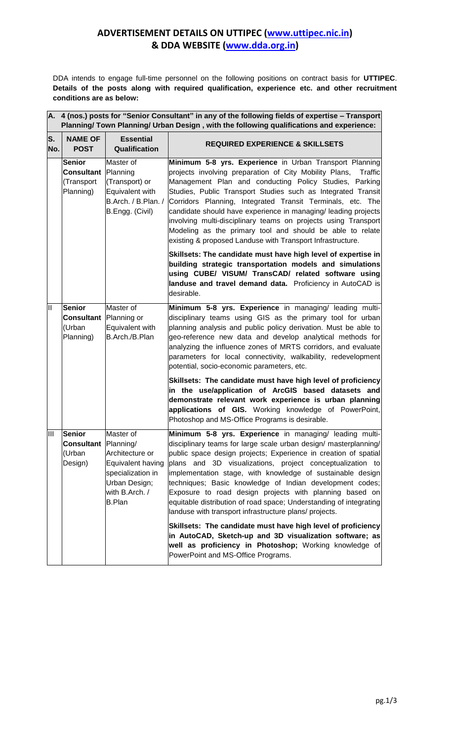## ADVERTISEMENT DETAILS ON UTTIPEC (www.uttipec.nic.in) & DDA WEBSITE (www.dda.org.in)

DDA intends to engage full-time personnel on the following positions on contract basis for **UTTIPEC**. **Details of the posts along with required qualification, experience etc. and other recruitment conditions are as below:**

| **A. 4 (nos.) posts for "Senior Consultant" in any of the following fields of expertise – Transport Planning/ Town Planning/ Urban Design , with the following qualifications and experience:** | | | |
|---|---|---|---|
| **S. No.** | **NAME OF POST** | **Essential Qualification** | **REQUIRED EXPERIENCE & SKILLSETS** |
| | **Senior Consultant** (Transport Planning) | Master of Planning (Transport) or Equivalent with B.Arch. / B.Plan. / B.Engg. (Civil) | **Minimum 5-8 yrs. Experience** in Urban Transport Planning projects involving preparation of City Mobility Plans, Traffic Management Plan and conducting Policy Studies, Parking Studies, Public Transport Studies such as Integrated Transit Corridors Planning, Integrated Transit Terminals, etc. The candidate should have experience in managing/ leading projects involving multi-disciplinary teams on projects using Transport Modeling as the primary tool and should be able to relate existing & proposed Landuse with Transport Infrastructure. <br><br> **Skillsets: The candidate must have high level of expertise in building strategic transportation models and simulations using CUBE/ VISUM/ TransCAD/ related software using landuse and travel demand data.** Proficiency in AutoCAD is desirable. |
| II | **Senior Consultant** (Urban Planning) | Master of Planning or Equivalent with B.Arch./B.Plan | **Minimum 5-8 yrs. Experience** in managing/ leading multi-disciplinary teams using GIS as the primary tool for urban planning analysis and public policy derivation. Must be able to geo-reference new data and develop analytical methods for analyzing the influence zones of MRTS corridors, and evaluate parameters for local connectivity, walkability, redevelopment potential, socio-economic parameters, etc. <br><br> **Skillsets: The candidate must have high level of proficiency in the use/application of ArcGIS based datasets and demonstrate relevant work experience is urban planning applications of GIS.** Working knowledge of PowerPoint, Photoshop and MS-Office Programs is desirable. |
| III | **Senior Consultant** (Urban Design) | Master of Planning/ Architecture or Equivalent having specialization in Urban Design; with B.Arch. / B.Plan | **Minimum 5-8 yrs. Experience** in managing/ leading multi-disciplinary teams for large scale urban design/ masterplanning/ public space design projects; Experience in creation of spatial plans and 3D visualizations, project conceptualization to implementation stage, with knowledge of sustainable design techniques; Basic knowledge of Indian development codes; Exposure to road design projects with planning based on equitable distribution of road space; Understanding of integrating landuse with transport infrastructure plans/ projects. <br><br> **Skillsets: The candidate must have high level of proficiency in AutoCAD, Sketch-up and 3D visualization software; as well as proficiency in Photoshop;** Working knowledge of PowerPoint and MS-Office Programs. |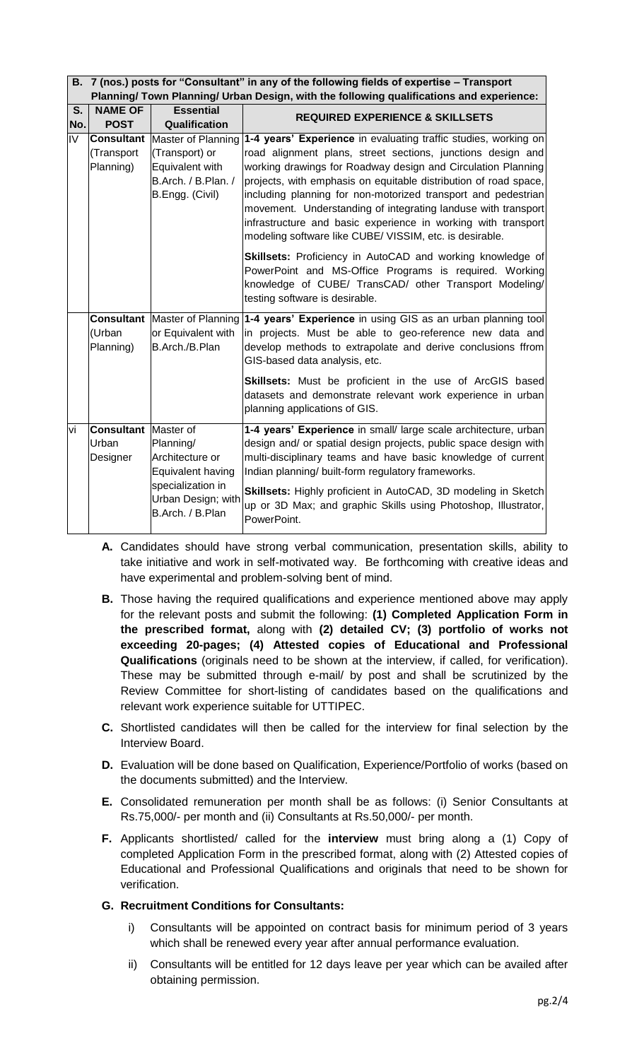| B. 7 (nos.) posts for "Consultant" in any of the following fields of expertise – Transport Planning/ Town Planning/ Urban Design, with the following qualifications and experience: | | | |
|---|---|---|---|
| **S. No.** | **NAME OF POST** | **Essential Qualification** | **REQUIRED EXPERIENCE & SKILLSETS** |
| IV | **Consultant** (Transport Planning) | Master of Planning (Transport) or Equivalent with B.Arch. / B.Plan. / B.Engg. (Civil) | **1-4 years' Experience** in evaluating traffic studies, working on road alignment plans, street sections, junctions design and working drawings for Roadway design and Circulation Planning projects, with emphasis on equitable distribution of road space, including planning for non-motorized transport and pedestrian movement. Understanding of integrating landuse with transport infrastructure and basic experience in working with transport modeling software like CUBE/ VISSIM, etc. is desirable.<br><br>**Skillsets:** Proficiency in AutoCAD and working knowledge of PowerPoint and MS-Office Programs is required. Working knowledge of CUBE/ TransCAD/ other Transport Modeling/ testing software is desirable. |
| | **Consultant** (Urban Planning) | Master of Planning or Equivalent with B.Arch./B.Plan | **1-4 years' Experience** in using GIS as an urban planning tool in projects. Must be able to geo-reference new data and develop methods to extrapolate and derive conclusions ffrom GIS-based data analysis, etc.<br><br>**Skillsets:** Must be proficient in the use of ArcGIS based datasets and demonstrate relevant work experience in urban planning applications of GIS. |
| vi | **Consultant** Urban Designer | Master of Planning/ Architecture or Equivalent having specialization in Urban Design; with B.Arch. / B.Plan | **1-4 years' Experience** in small/ large scale architecture, urban design and/ or spatial design projects, public space design with multi-disciplinary teams and have basic knowledge of current Indian planning/ built-form regulatory frameworks.<br><br>**Skillsets:** Highly proficient in AutoCAD, 3D modeling in Sketch up or 3D Max; and graphic Skills using Photoshop, Illustrator, PowerPoint. |

**A.** Candidates should have strong verbal communication, presentation skills, ability to take initiative and work in self-motivated way. Be forthcoming with creative ideas and have experimental and problem-solving bent of mind.

**B.** Those having the required qualifications and experience mentioned above may apply for the relevant posts and submit the following: **(1) Completed Application Form in the prescribed format,** along with **(2) detailed CV; (3) portfolio of works not exceeding 20-pages; (4) Attested copies of Educational and Professional Qualifications** (originals need to be shown at the interview, if called, for verification). These may be submitted through e-mail/ by post and shall be scrutinized by the Review Committee for short-listing of candidates based on the qualifications and relevant work experience suitable for UTTIPEC.

**C.** Shortlisted candidates will then be called for the interview for final selection by the Interview Board.

**D.** Evaluation will be done based on Qualification, Experience/Portfolio of works (based on the documents submitted) and the Interview.

**E.** Consolidated remuneration per month shall be as follows: (i) Senior Consultants at Rs.75,000/- per month and (ii) Consultants at Rs.50,000/- per month.

**F.** Applicants shortlisted/ called for the **interview** must bring along a (1) Copy of completed Application Form in the prescribed format, along with (2) Attested copies of Educational and Professional Qualifications and originals that need to be shown for verification.

**G. Recruitment Conditions for Consultants:**

i) Consultants will be appointed on contract basis for minimum period of 3 years which shall be renewed every year after annual performance evaluation.

ii) Consultants will be entitled for 12 days leave per year which can be availed after obtaining permission.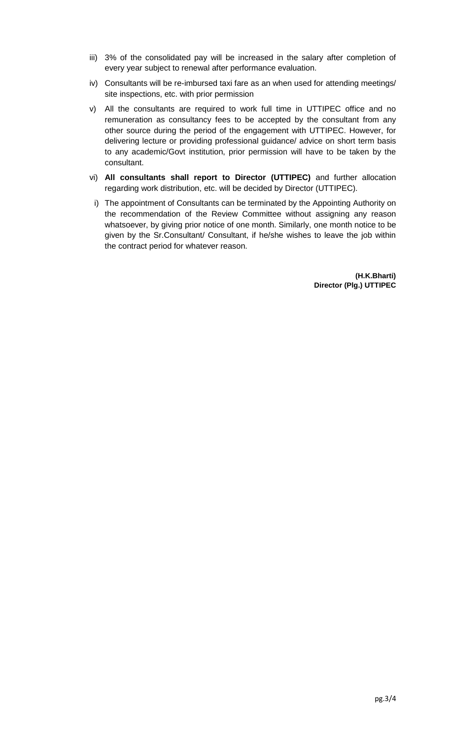iii) 3% of the consolidated pay will be increased in the salary after completion of every year subject to renewal after performance evaluation.

iv) Consultants will be re-imbursed taxi fare as an when used for attending meetings/ site inspections, etc. with prior permission

v) All the consultants are required to work full time in UTTIPEC office and no remuneration as consultancy fees to be accepted by the consultant from any other source during the period of the engagement with UTTIPEC. However, for delivering lecture or providing professional guidance/ advice on short term basis to any academic/Govt institution, prior permission will have to be taken by the consultant.

vi) **All consultants shall report to Director (UTTIPEC)** and further allocation regarding work distribution, etc. will be decided by Director (UTTIPEC).

i) The appointment of Consultants can be terminated by the Appointing Authority on the recommendation of the Review Committee without assigning any reason whatsoever, by giving prior notice of one month. Similarly, one month notice to be given by the Sr.Consultant/ Consultant, if he/she wishes to leave the job within the contract period for whatever reason.

**(H.K.Bharti)**
**Director (Plg.) UTTIPEC**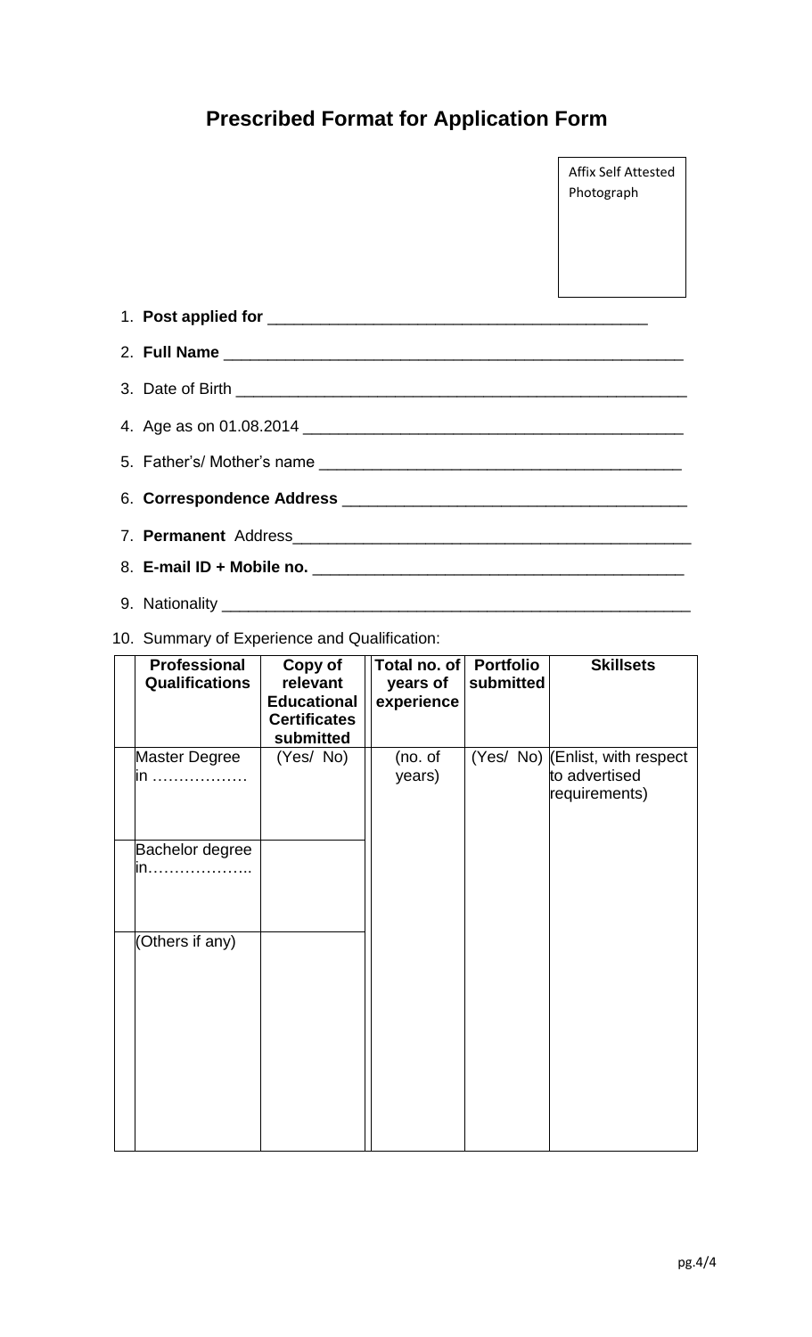# Prescribed Format for Application Form

Affix Self Attested Photograph

1. **Post applied for** ___________________________________________
2. **Full Name** ______________________________________________________
3. Date of Birth _____________________________________________________
4. Age as on 01.08.2014 ____________________________________________
5. Father's/ Mother's name _________________________________________
6. **Correspondence Address** _______________________________________
7. **Permanent** Address______________________________________________
8. **E-mail ID + Mobile no.** _________________________________________
9. Nationality _______________________________________________________
10. Summary of Experience and Qualification:

| **Professional Qualifications** | **Copy of relevant Educational Certificates submitted** | **Total no. of years of experience** | **Portfolio submitted** | **Skillsets** |
|---|---|---|---|---|
| Master Degree in ……………… | (Yes/ No) | (no. of years) | (Yes/ No) | (Enlist, with respect to advertised requirements) |
| Bachelor degree in……………….. | | | | |
| (Others if any) | | | | |